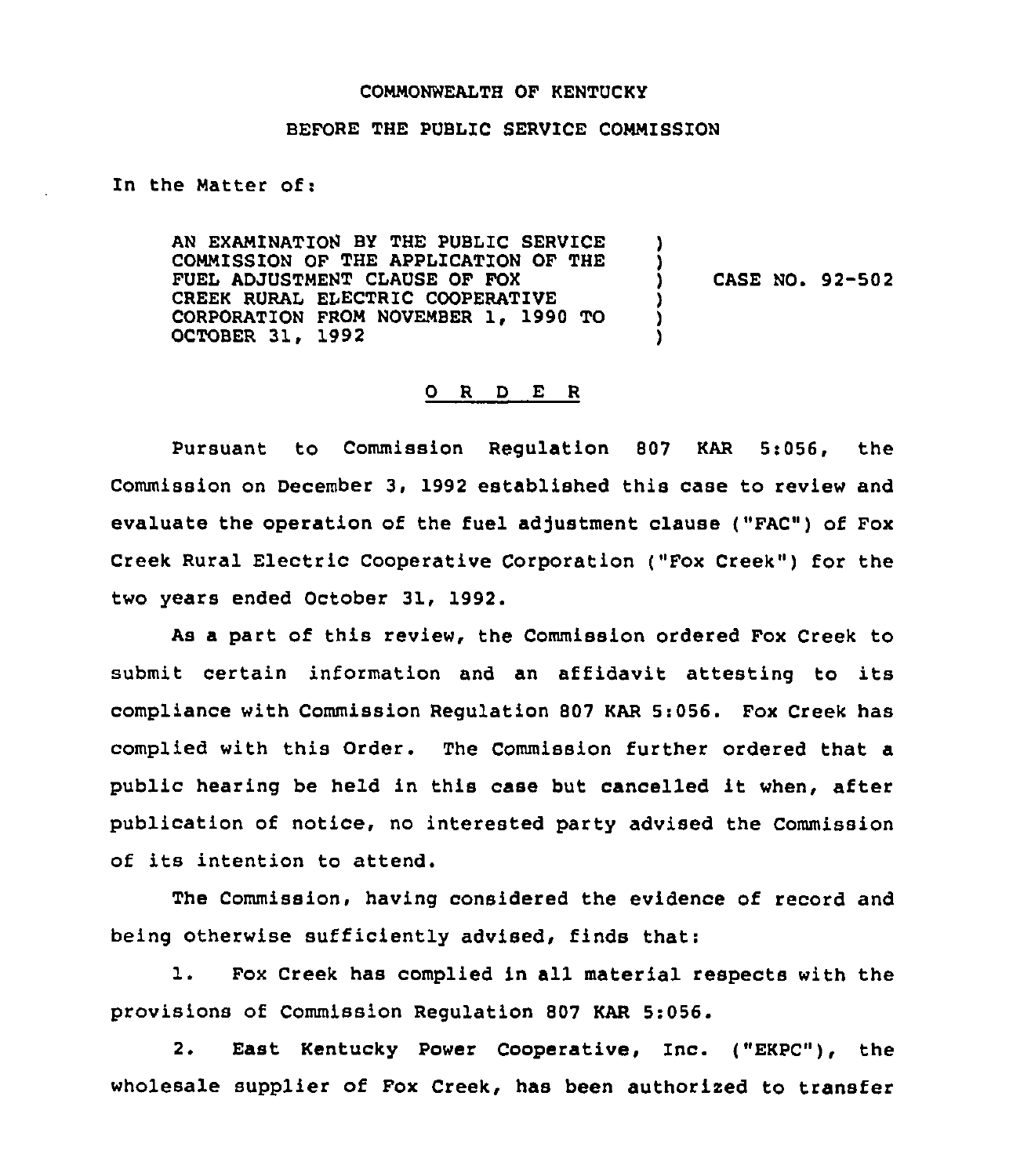COMMONWEALTH OF KENTUCKY

BEFORE THE PUBLIC SERVICE COMMISSION

In the Matter of:

AN EXAMINATION BY THE PUBLIC SERVICE COMMISSION OF THE APPLICATION OF THE FUEL ADJUSTMENT CLAUSE OF FOX CREEK RURAL ELECTRIC COOPERATIVE CORPORATION FROM NOVEMBER 1, 1990 TO OCTOBER 31, 1992 ) CASE NO. 92-502

## O R D E R

Pursuant to Commission Regulation 807 KAR 5:056, the Commission on December 3, 1992 established this case to review and evaluate the operation of the fuel adjustment clause ("FAC") of Fox Creek Rural Electric Cooperative Corporation ("Fox Creek") for the two years ended October 31, 1992.

As a part of this review, the Commission ordered Fox Creek to submit certain information and an affidavit attesting to its compliance with Commission Regulation 807 KAR 5:056. Fox Creek has complied with this Order. The Commission further ordered that a public hearing be held in this case but cancelled it when, after publication of notice, no interested party advised the Commission of its intention to attend.

The Commission, having considered the evidence of record and being otherwise sufficiently advised, finds that:

1. Fox Creek has complied in all material respects with the provisions of Commission Regulation 807 KAR 5:056.

2. East Kentucky Power Cooperative, Inc. ("EKPC"), the wholesale supplier of Fox Creek, has been authorized to transfer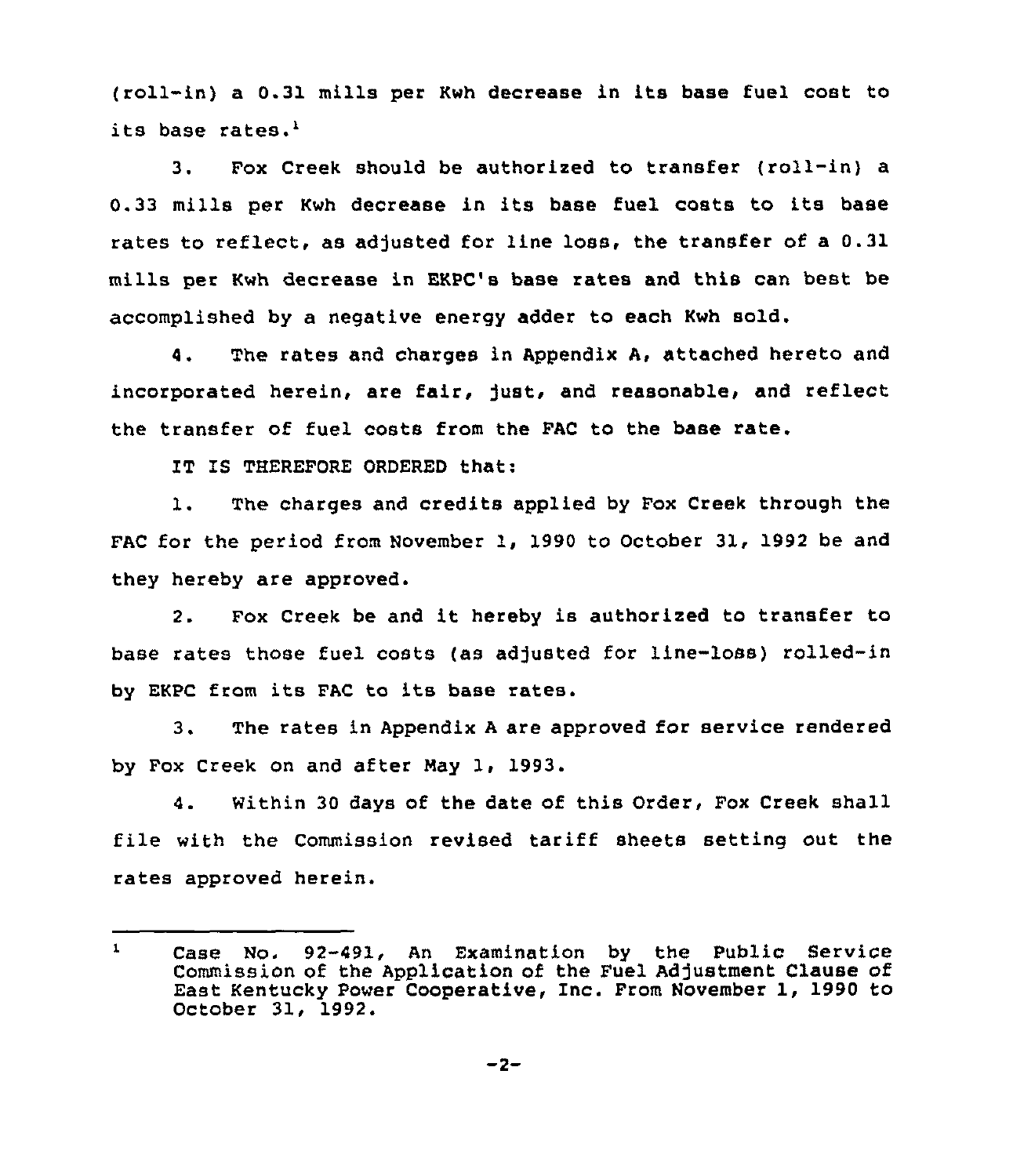(roll-in) a 0.31 mills per Kwh decrease in its base fuel cost to its base rates.[1]

3. Fox Creek should be authorized to transfer (roll-in) a 0.33 mills per Kwh decrease in its base fuel costs to its base rates to reflect, as adjusted for line loss, the transfer of a 0.31 mills per Kwh decrease in EKPC's base rates and this can best be accomplished by a negative energy adder to each Kwh sold.

4. The rates and charges in Appendix A, attached hereto and incorporated herein, are fair, just, and reasonable, and reflect the transfer of fuel costs from the FAC to the base rate.

IT IS THEREFORE ORDERED that:

1. The charges and credits applied by Fox Creek through the FAC for the period from November 1, 1990 to October 31, 1992 be and they hereby are approved.

2. Fox Creek be and it hereby is authorized to transfer to base rates those fuel costs (as adjusted for line-loss) rolled-in by EKPC from its FAC to its base rates.

3. The rates in Appendix A are approved for service rendered by Fox Creek on and after May 1, 1993.

4. Within 30 days of the date of this Order, Fox Creek shall file with the Commission revised tariff sheets setting out the rates approved herein.

---

[1] Case No. 92-491, An Examination by the Public Service Commission of the Application of the Fuel Adjustment Clause of East Kentucky Power Cooperative, Inc. From November 1, 1990 to October 31, 1992.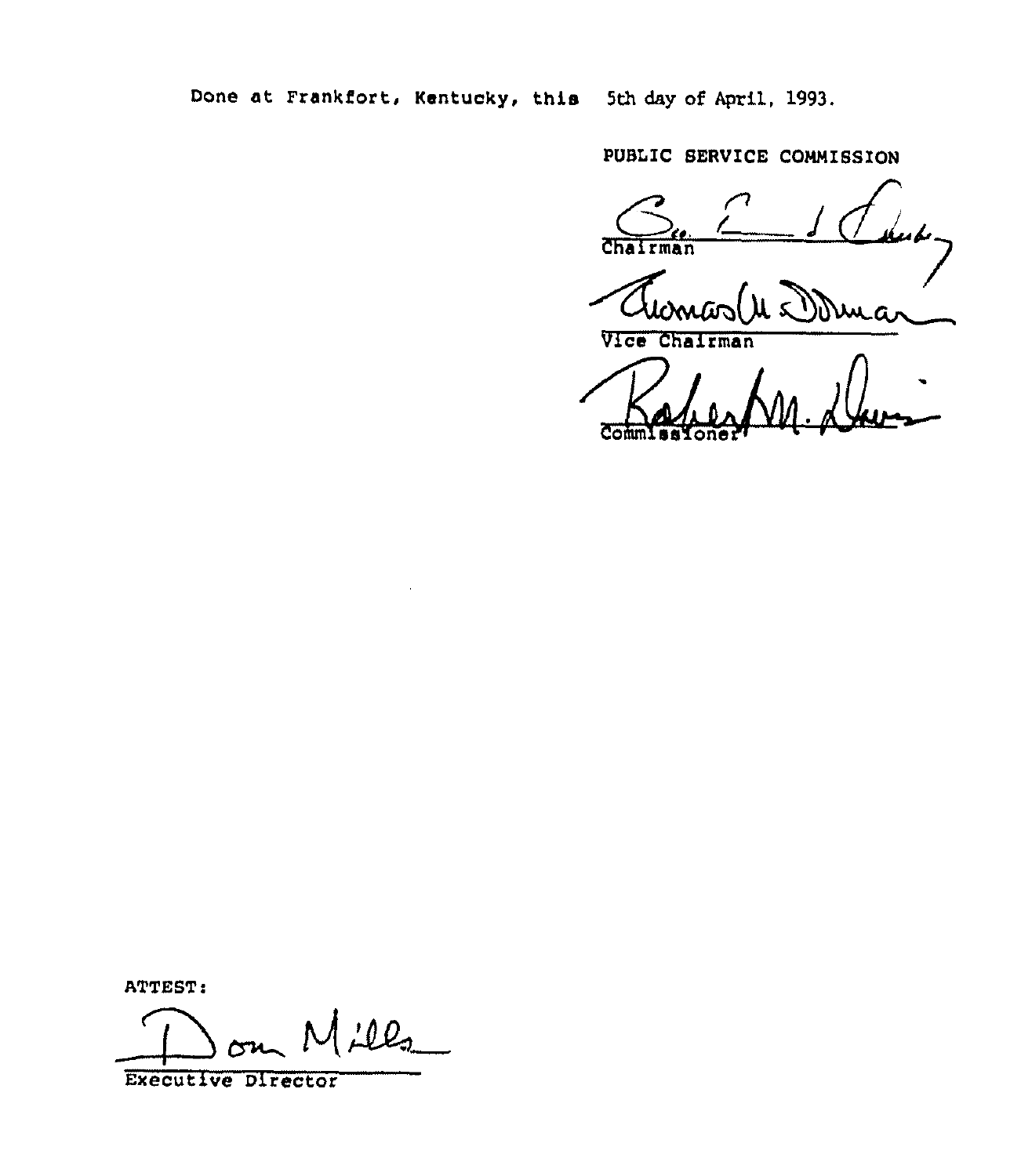Done at Frankfort, Kentucky, this 5th day of April, 1993.

PUBLIC SERVICE COMMISSION

Chairman

Vice Chairman

Commissioner

ATTEST:

Executive Director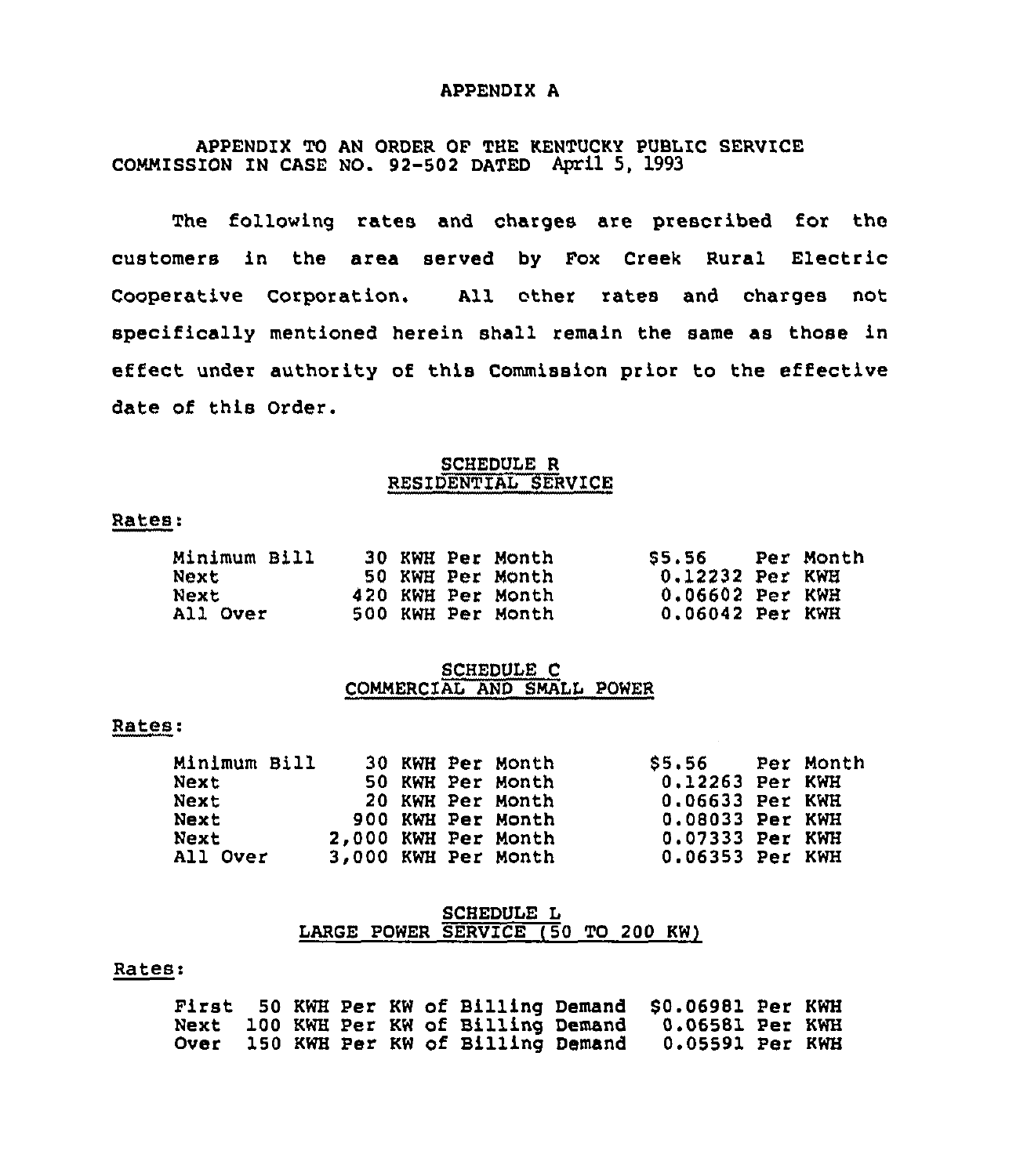# APPENDIX A

APPENDIX TO AN ORDER OF THE KENTUCKY PUBLIC SERVICE COMMISSION IN CASE NO. 92-502 DATED April 5, 1993

The following rates and charges are prescribed for the customers in the area served by Fox Creek Rural Electric Cooperative Corporation. All other rates and charges not specifically mentioned herein shall remain the same as those in effect under authority of this Commission prior to the effective date of this Order.

## SCHEDULE R
## RESIDENTIAL SERVICE

Rates:

| | | |
|---|---|---|
| Minimum Bill | 30 KWH Per Month | $5.56 Per Month |
| Next | 50 KWH Per Month | 0.12232 Per KWH |
| Next | 420 KWH Per Month | 0.06602 Per KWH |
| All Over | 500 KWH Per Month | 0.06042 Per KWH |

## SCHEDULE C
## COMMERCIAL AND SMALL POWER

Rates:

| | | |
|---|---|---|
| Minimum Bill | 30 KWH Per Month | $5.56 Per Month |
| Next | 50 KWH Per Month | 0.12263 Per KWH |
| Next | 20 KWH Per Month | 0.06633 Per KWH |
| Next | 900 KWH Per Month | 0.08033 Per KWH |
| Next | 2,000 KWH Per Month | 0.07333 Per KWH |
| All Over | 3,000 KWH Per Month | 0.06353 Per KWH |

## SCHEDULE L
## LARGE POWER SERVICE (50 TO 200 KW)

Rates:

| | | |
|---|---|---|
| First | 50 KWH Per KW of Billing Demand | $0.06981 Per KWH |
| Next | 100 KWH Per KW of Billing Demand | 0.06581 Per KWH |
| Over | 150 KWH Per KW of Billing Demand | 0.05591 Per KWH |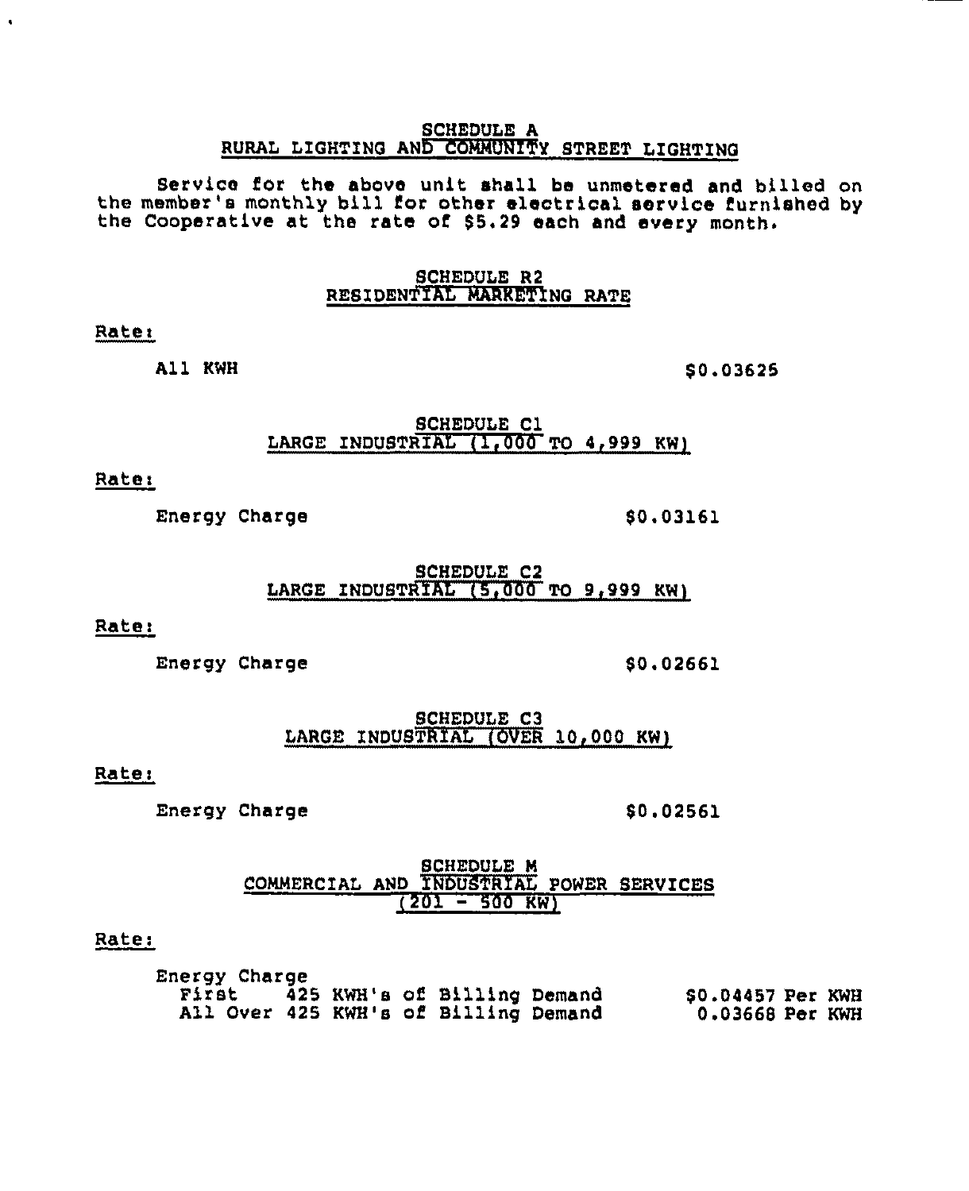## SCHEDULE A
## RURAL LIGHTING AND COMMUNITY STREET LIGHTING

Service for the above unit shall be unmetered and billed on the member's monthly bill for other electrical service furnished by the Cooperative at the rate of $5.29 each and every month.

## SCHEDULE R2
## RESIDENTIAL MARKETING RATE

Rate:

| | |
|---|---|
| All KWH | $0.03625 |

## SCHEDULE C1
## LARGE INDUSTRIAL (1,000 TO 4,999 KW)

Rate:

| | |
|---|---|
| Energy Charge | $0.03161 |

## SCHEDULE C2
## LARGE INDUSTRIAL (5,000 TO 9,999 KW)

Rate:

| | |
|---|---|
| Energy Charge | $0.02661 |

## SCHEDULE C3
## LARGE INDUSTRIAL (OVER 10,000 KW)

Rate:

| | |
|---|---|
| Energy Charge | $0.02561 |

## SCHEDULE M
## COMMERCIAL AND INDUSTRIAL POWER SERVICES
## (201 - 500 KW)

Rate:

| Energy Charge | |
|---|---|
| First 425 KWH's of Billing Demand | $0.04457 Per KWH |
| All Over 425 KWH's of Billing Demand | 0.03668 Per KWH |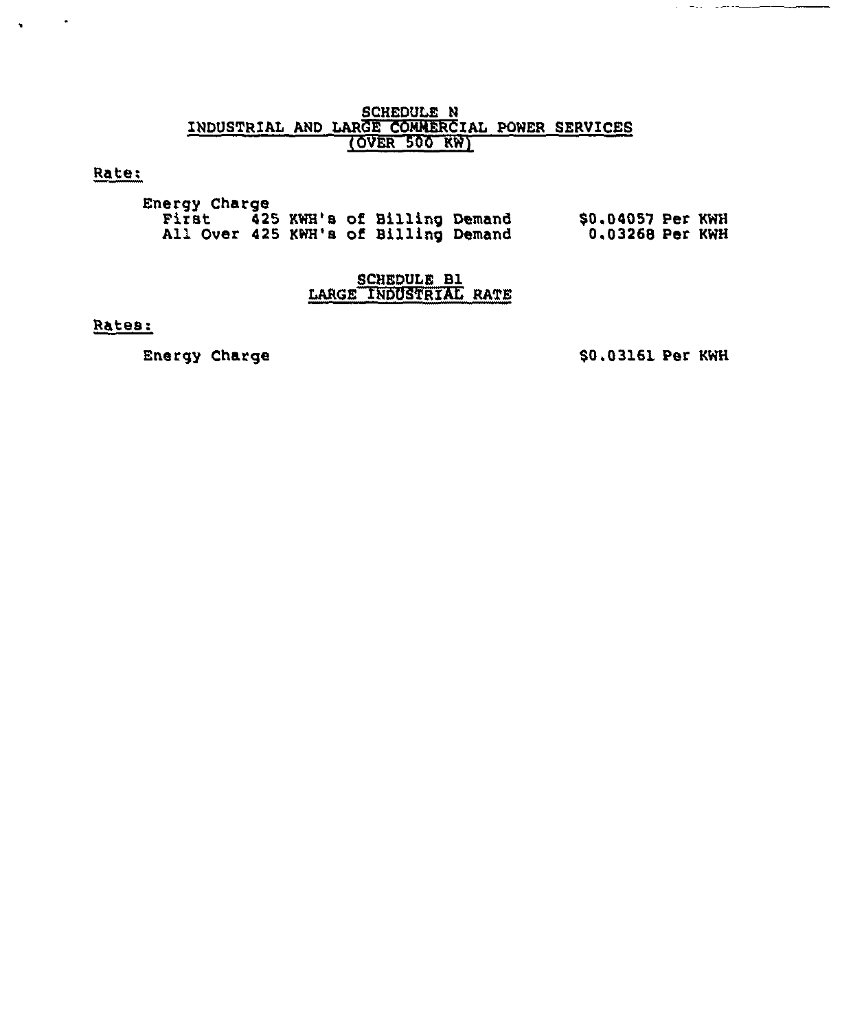## SCHEDULE N
## INDUSTRIAL AND LARGE COMMERCIAL POWER SERVICES
## (OVER 500 KW)

Rate:

| | |
|---|---|
| Energy Charge | |
| First 425 KWH's of Billing Demand | $0.04057 Per KWH |
| All Over 425 KWH's of Billing Demand | 0.03268 Per KWH |

## SCHEDULE B1
## LARGE INDUSTRIAL RATE

Rates:

| | |
|---|---|
| Energy Charge | $0.03161 Per KWH |